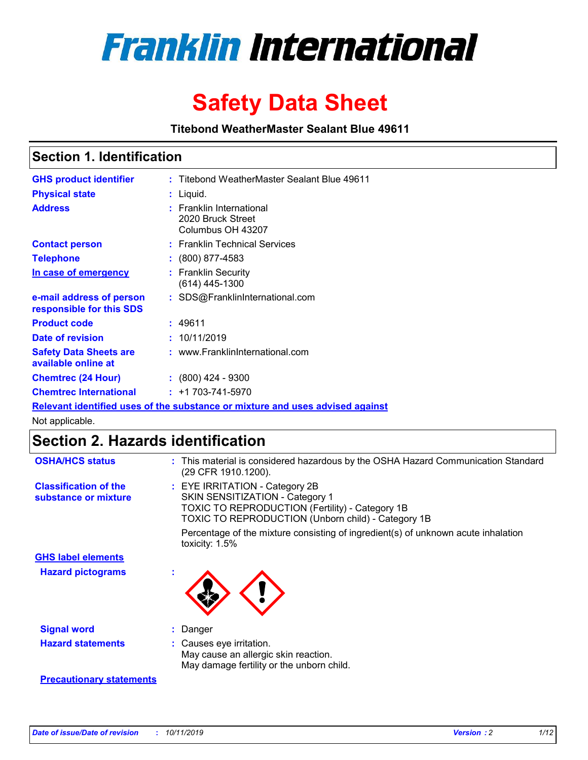# Franklin International

# Safety Data Sheet

**Titebond WeatherMaster Sealant Blue 49611**

## Section 1. Identification

| | | |
|---|---|---|
| **GHS product identifier** | : | Titebond WeatherMaster Sealant Blue 49611 |
| **Physical state** | : | Liquid. |
| **Address** | : | Franklin International<br>2020 Bruck Street<br>Columbus OH 43207 |
| **Contact person** | : | Franklin Technical Services |
| **Telephone** | : | (800) 877-4583 |
| **In case of emergency** | : | Franklin Security<br>(614) 445-1300 |
| **e-mail address of person responsible for this SDS** | : | SDS@FranklinInternational.com |
| **Product code** | : | 49611 |
| **Date of revision** | : | 10/11/2019 |
| **Safety Data Sheets are available online at** | : | www.FranklinInternational.com |
| **Chemtrec (24 Hour)** | : | (800) 424 - 9300 |
| **Chemtrec International** | : | +1 703-741-5970 |

**Relevant identified uses of the substance or mixture and uses advised against**

Not applicable.

## Section 2. Hazards identification

| | | |
|---|---|---|
| **OSHA/HCS status** | : | This material is considered hazardous by the OSHA Hazard Communication Standard (29 CFR 1910.1200). |
| **Classification of the substance or mixture** | : | EYE IRRITATION - Category 2B<br>SKIN SENSITIZATION - Category 1<br>TOXIC TO REPRODUCTION (Fertility) - Category 1B<br>TOXIC TO REPRODUCTION (Unborn child) - Category 1B<br><br>Percentage of the mixture consisting of ingredient(s) of unknown acute inhalation toxicity: 1.5% |

**GHS label elements**

| | | |
|---|---|---|
| **Hazard pictograms** | : | |
| **Signal word** | : | Danger |
| **Hazard statements** | : | Causes eye irritation.<br>May cause an allergic skin reaction.<br>May damage fertility or the unborn child. |

**Precautionary statements**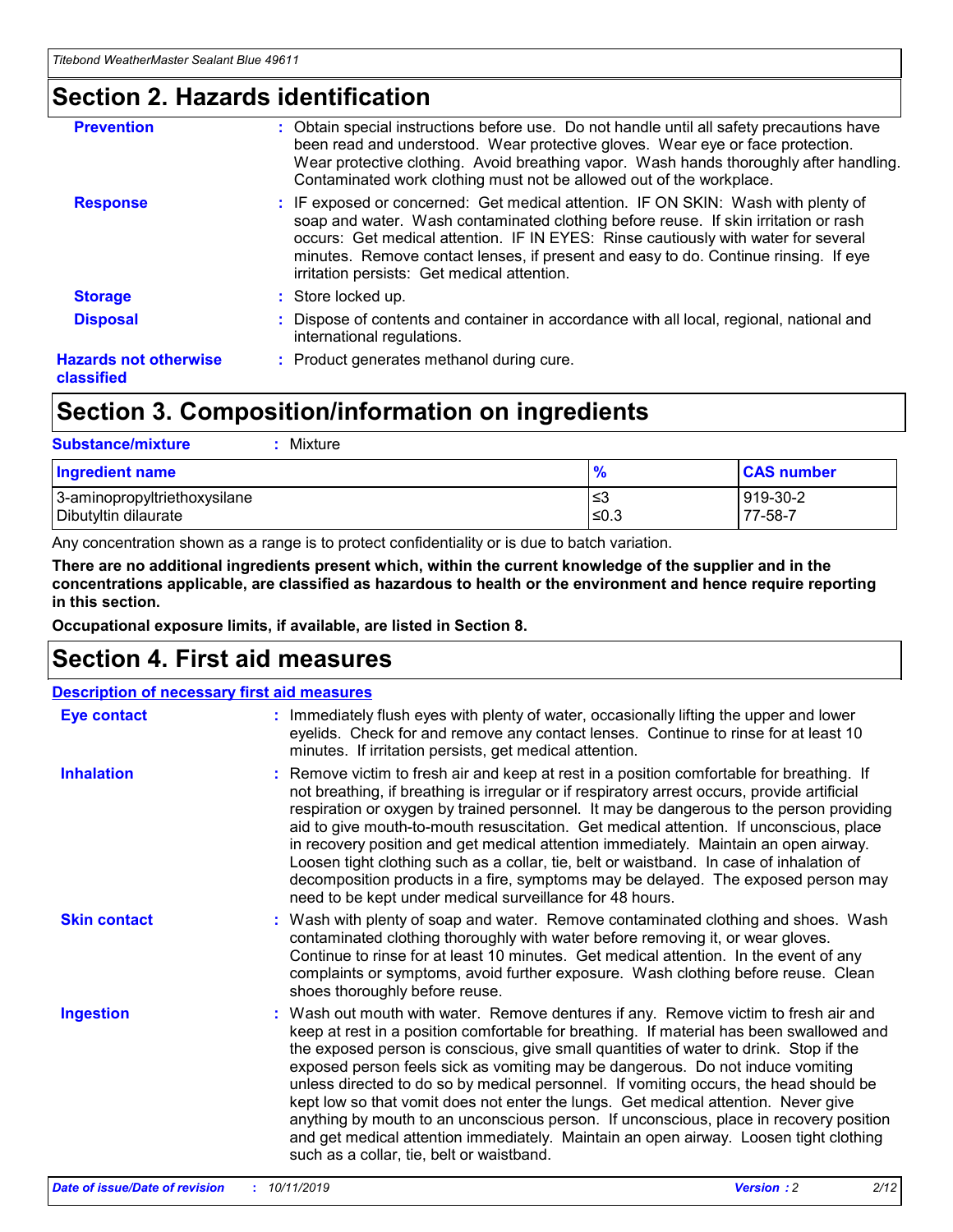## Section 2. Hazards identification

**Prevention** : Obtain special instructions before use. Do not handle until all safety precautions have been read and understood. Wear protective gloves. Wear eye or face protection. Wear protective clothing. Avoid breathing vapor. Wash hands thoroughly after handling. Contaminated work clothing must not be allowed out of the workplace.

**Response** : IF exposed or concerned: Get medical attention. IF ON SKIN: Wash with plenty of soap and water. Wash contaminated clothing before reuse. If skin irritation or rash occurs: Get medical attention. IF IN EYES: Rinse cautiously with water for several minutes. Remove contact lenses, if present and easy to do. Continue rinsing. If eye irritation persists: Get medical attention.

**Storage** : Store locked up.

**Disposal** : Dispose of contents and container in accordance with all local, regional, national and international regulations.

**Hazards not otherwise classified** : Product generates methanol during cure.

## Section 3. Composition/information on ingredients

**Substance/mixture** : Mixture

| Ingredient name | % | CAS number |
| --- | --- | --- |
| 3-aminopropyltriethoxysilane | ≤3 | 919-30-2 |
| Dibutyltin dilaurate | ≤0.3 | 77-58-7 |

Any concentration shown as a range is to protect confidentiality or is due to batch variation.

**There are no additional ingredients present which, within the current knowledge of the supplier and in the concentrations applicable, are classified as hazardous to health or the environment and hence require reporting in this section.**

**Occupational exposure limits, if available, are listed in Section 8.**

## Section 4. First aid measures

### Description of necessary first aid measures

**Eye contact** : Immediately flush eyes with plenty of water, occasionally lifting the upper and lower eyelids. Check for and remove any contact lenses. Continue to rinse for at least 10 minutes. If irritation persists, get medical attention.

**Inhalation** : Remove victim to fresh air and keep at rest in a position comfortable for breathing. If not breathing, if breathing is irregular or if respiratory arrest occurs, provide artificial respiration or oxygen by trained personnel. It may be dangerous to the person providing aid to give mouth-to-mouth resuscitation. Get medical attention. If unconscious, place in recovery position and get medical attention immediately. Maintain an open airway. Loosen tight clothing such as a collar, tie, belt or waistband. In case of inhalation of decomposition products in a fire, symptoms may be delayed. The exposed person may need to be kept under medical surveillance for 48 hours.

**Skin contact** : Wash with plenty of soap and water. Remove contaminated clothing and shoes. Wash contaminated clothing thoroughly with water before removing it, or wear gloves. Continue to rinse for at least 10 minutes. Get medical attention. In the event of any complaints or symptoms, avoid further exposure. Wash clothing before reuse. Clean shoes thoroughly before reuse.

**Ingestion** : Wash out mouth with water. Remove dentures if any. Remove victim to fresh air and keep at rest in a position comfortable for breathing. If material has been swallowed and the exposed person is conscious, give small quantities of water to drink. Stop if the exposed person feels sick as vomiting may be dangerous. Do not induce vomiting unless directed to do so by medical personnel. If vomiting occurs, the head should be kept low so that vomit does not enter the lungs. Get medical attention. Never give anything by mouth to an unconscious person. If unconscious, place in recovery position and get medical attention immediately. Maintain an open airway. Loosen tight clothing such as a collar, tie, belt or waistband.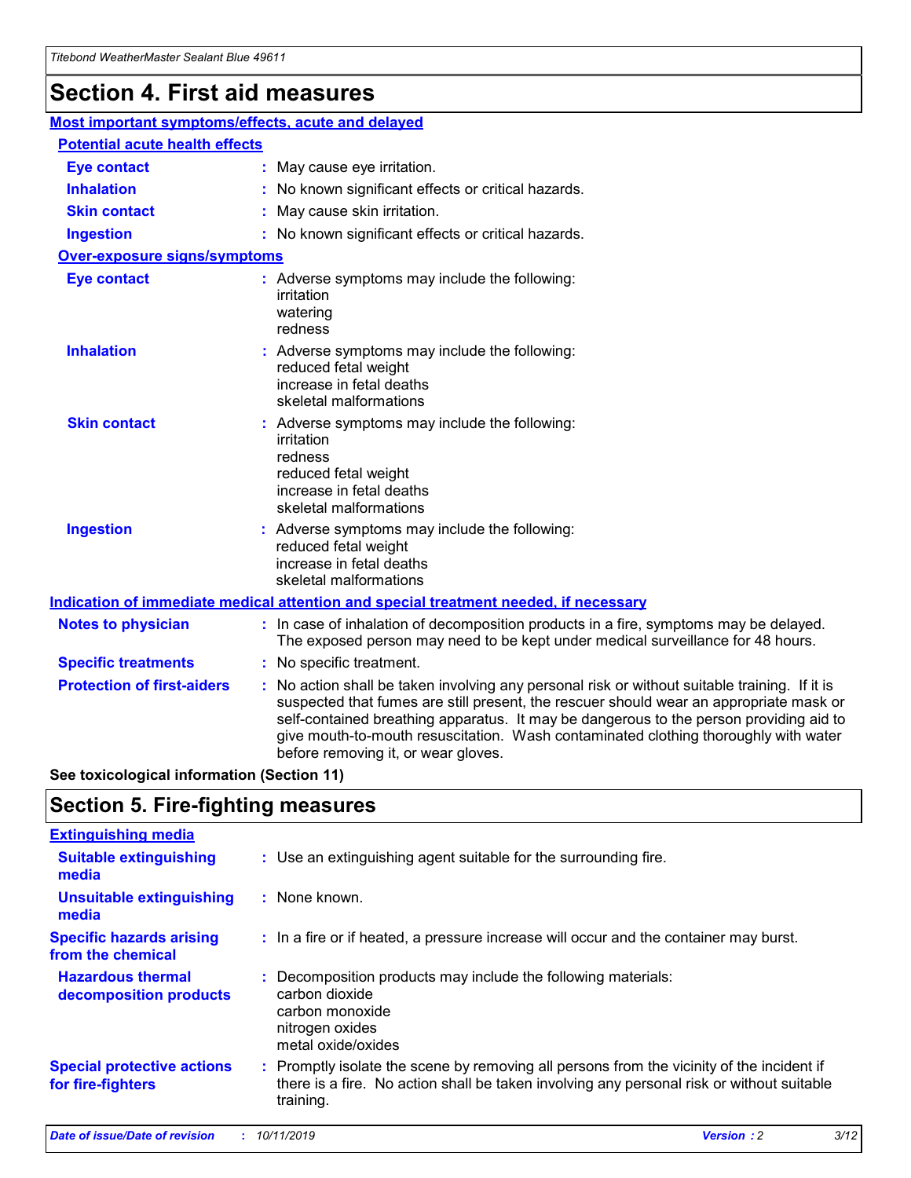# Section 4. First aid measures

## Most important symptoms/effects, acute and delayed

### Potential acute health effects

**Eye contact** : May cause eye irritation.

**Inhalation** : No known significant effects or critical hazards.

**Skin contact** : May cause skin irritation.

**Ingestion** : No known significant effects or critical hazards.

### Over-exposure signs/symptoms

**Eye contact** : Adverse symptoms may include the following:
irritation
watering
redness

**Inhalation** : Adverse symptoms may include the following:
reduced fetal weight
increase in fetal deaths
skeletal malformations

**Skin contact** : Adverse symptoms may include the following:
irritation
redness
reduced fetal weight
increase in fetal deaths
skeletal malformations

**Ingestion** : Adverse symptoms may include the following:
reduced fetal weight
increase in fetal deaths
skeletal malformations

## Indication of immediate medical attention and special treatment needed, if necessary

**Notes to physician** : In case of inhalation of decomposition products in a fire, symptoms may be delayed. The exposed person may need to be kept under medical surveillance for 48 hours.

**Specific treatments** : No specific treatment.

**Protection of first-aiders** : No action shall be taken involving any personal risk or without suitable training. If it is suspected that fumes are still present, the rescuer should wear an appropriate mask or self-contained breathing apparatus. It may be dangerous to the person providing aid to give mouth-to-mouth resuscitation. Wash contaminated clothing thoroughly with water before removing it, or wear gloves.

**See toxicological information (Section 11)**

# Section 5. Fire-fighting measures

## Extinguishing media

**Suitable extinguishing media** : Use an extinguishing agent suitable for the surrounding fire.

**Unsuitable extinguishing media** : None known.

**Specific hazards arising from the chemical** : In a fire or if heated, a pressure increase will occur and the container may burst.

**Hazardous thermal decomposition products** : Decomposition products may include the following materials:
carbon dioxide
carbon monoxide
nitrogen oxides
metal oxide/oxides

**Special protective actions for fire-fighters** : Promptly isolate the scene by removing all persons from the vicinity of the incident if there is a fire. No action shall be taken involving any personal risk or without suitable training.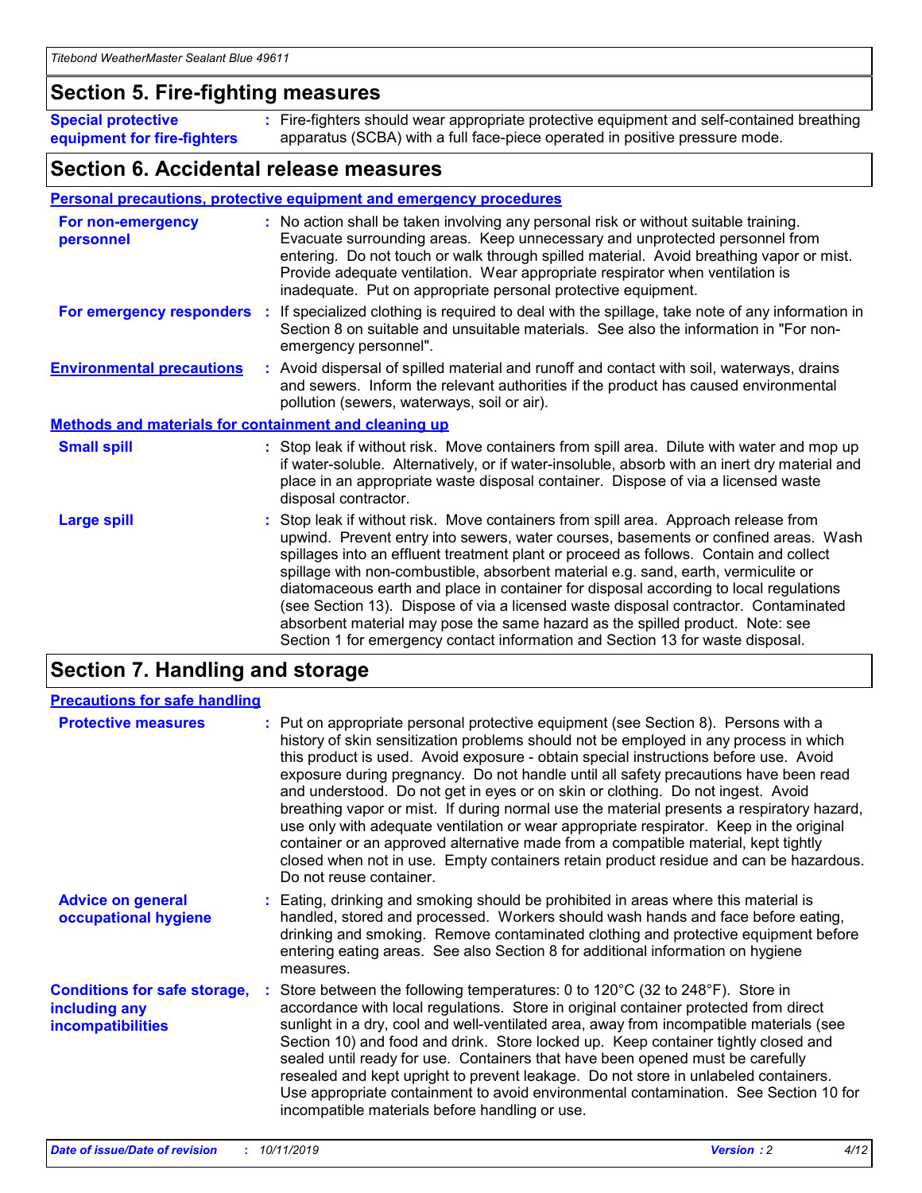## Section 5. Fire-fighting measures

**Special protective equipment for fire-fighters** : Fire-fighters should wear appropriate protective equipment and self-contained breathing apparatus (SCBA) with a full face-piece operated in positive pressure mode.

## Section 6. Accidental release measures

### Personal precautions, protective equipment and emergency procedures

**For non-emergency personnel** : No action shall be taken involving any personal risk or without suitable training. Evacuate surrounding areas. Keep unnecessary and unprotected personnel from entering. Do not touch or walk through spilled material. Avoid breathing vapor or mist. Provide adequate ventilation. Wear appropriate respirator when ventilation is inadequate. Put on appropriate personal protective equipment.

**For emergency responders** : If specialized clothing is required to deal with the spillage, take note of any information in Section 8 on suitable and unsuitable materials. See also the information in "For non-emergency personnel".

**Environmental precautions** : Avoid dispersal of spilled material and runoff and contact with soil, waterways, drains and sewers. Inform the relevant authorities if the product has caused environmental pollution (sewers, waterways, soil or air).

### Methods and materials for containment and cleaning up

**Small spill** : Stop leak if without risk. Move containers from spill area. Dilute with water and mop up if water-soluble. Alternatively, or if water-insoluble, absorb with an inert dry material and place in an appropriate waste disposal container. Dispose of via a licensed waste disposal contractor.

**Large spill** : Stop leak if without risk. Move containers from spill area. Approach release from upwind. Prevent entry into sewers, water courses, basements or confined areas. Wash spillages into an effluent treatment plant or proceed as follows. Contain and collect spillage with non-combustible, absorbent material e.g. sand, earth, vermiculite or diatomaceous earth and place in container for disposal according to local regulations (see Section 13). Dispose of via a licensed waste disposal contractor. Contaminated absorbent material may pose the same hazard as the spilled product. Note: see Section 1 for emergency contact information and Section 13 for waste disposal.

## Section 7. Handling and storage

### Precautions for safe handling

**Protective measures** : Put on appropriate personal protective equipment (see Section 8). Persons with a history of skin sensitization problems should not be employed in any process in which this product is used. Avoid exposure - obtain special instructions before use. Avoid exposure during pregnancy. Do not handle until all safety precautions have been read and understood. Do not get in eyes or on skin or clothing. Do not ingest. Avoid breathing vapor or mist. If during normal use the material presents a respiratory hazard, use only with adequate ventilation or wear appropriate respirator. Keep in the original container or an approved alternative made from a compatible material, kept tightly closed when not in use. Empty containers retain product residue and can be hazardous. Do not reuse container.

**Advice on general occupational hygiene** : Eating, drinking and smoking should be prohibited in areas where this material is handled, stored and processed. Workers should wash hands and face before eating, drinking and smoking. Remove contaminated clothing and protective equipment before entering eating areas. See also Section 8 for additional information on hygiene measures.

**Conditions for safe storage, including any incompatibilities** : Store between the following temperatures: 0 to 120°C (32 to 248°F). Store in accordance with local regulations. Store in original container protected from direct sunlight in a dry, cool and well-ventilated area, away from incompatible materials (see Section 10) and food and drink. Store locked up. Keep container tightly closed and sealed until ready for use. Containers that have been opened must be carefully resealed and kept upright to prevent leakage. Do not store in unlabeled containers. Use appropriate containment to avoid environmental contamination. See Section 10 for incompatible materials before handling or use.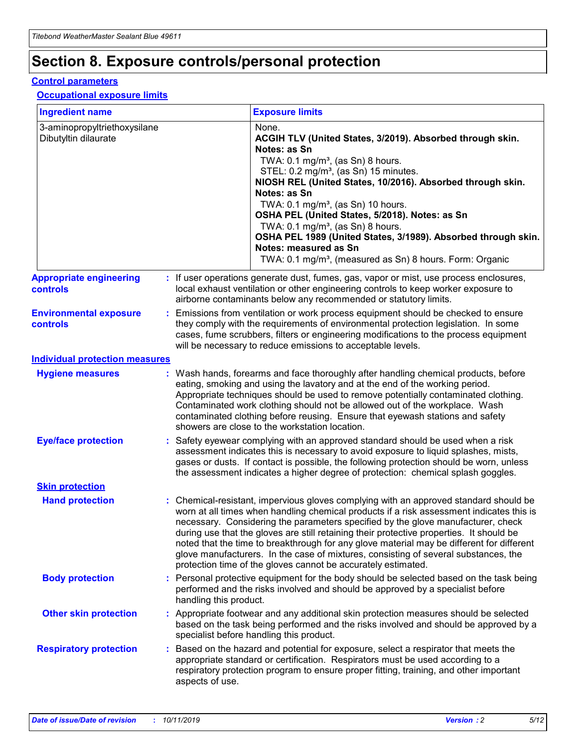# Section 8. Exposure controls/personal protection

## Control parameters

### Occupational exposure limits

| Ingredient name | Exposure limits |
| --- | --- |
| 3-aminopropyltriethoxysilane<br>Dibutyltin dilaurate | None.<br>**ACGIH TLV (United States, 3/2019). Absorbed through skin. Notes: as Sn**<br>TWA: 0.1 mg/m³, (as Sn) 8 hours.<br>STEL: 0.2 mg/m³, (as Sn) 15 minutes.<br>**NIOSH REL (United States, 10/2016). Absorbed through skin. Notes: as Sn**<br>TWA: 0.1 mg/m³, (as Sn) 10 hours.<br>**OSHA PEL (United States, 5/2018). Notes: as Sn**<br>TWA: 0.1 mg/m³, (as Sn) 8 hours.<br>**OSHA PEL 1989 (United States, 3/1989). Absorbed through skin. Notes: measured as Sn**<br>TWA: 0.1 mg/m³, (measured as Sn) 8 hours. Form: Organic |

**Appropriate engineering controls** : If user operations generate dust, fumes, gas, vapor or mist, use process enclosures, local exhaust ventilation or other engineering controls to keep worker exposure to airborne contaminants below any recommended or statutory limits.

**Environmental exposure controls** : Emissions from ventilation or work process equipment should be checked to ensure they comply with the requirements of environmental protection legislation. In some cases, fume scrubbers, filters or engineering modifications to the process equipment will be necessary to reduce emissions to acceptable levels.

## Individual protection measures

**Hygiene measures** : Wash hands, forearms and face thoroughly after handling chemical products, before eating, smoking and using the lavatory and at the end of the working period. Appropriate techniques should be used to remove potentially contaminated clothing. Contaminated work clothing should not be allowed out of the workplace. Wash contaminated clothing before reusing. Ensure that eyewash stations and safety showers are close to the workstation location.

**Eye/face protection** : Safety eyewear complying with an approved standard should be used when a risk assessment indicates this is necessary to avoid exposure to liquid splashes, mists, gases or dusts. If contact is possible, the following protection should be worn, unless the assessment indicates a higher degree of protection: chemical splash goggles.

### Skin protection

**Hand protection** : Chemical-resistant, impervious gloves complying with an approved standard should be worn at all times when handling chemical products if a risk assessment indicates this is necessary. Considering the parameters specified by the glove manufacturer, check during use that the gloves are still retaining their protective properties. It should be noted that the time to breakthrough for any glove material may be different for different glove manufacturers. In the case of mixtures, consisting of several substances, the protection time of the gloves cannot be accurately estimated.

**Body protection** : Personal protective equipment for the body should be selected based on the task being performed and the risks involved and should be approved by a specialist before handling this product.

**Other skin protection** : Appropriate footwear and any additional skin protection measures should be selected based on the task being performed and the risks involved and should be approved by a specialist before handling this product.

**Respiratory protection** : Based on the hazard and potential for exposure, select a respirator that meets the appropriate standard or certification. Respirators must be used according to a respiratory protection program to ensure proper fitting, training, and other important aspects of use.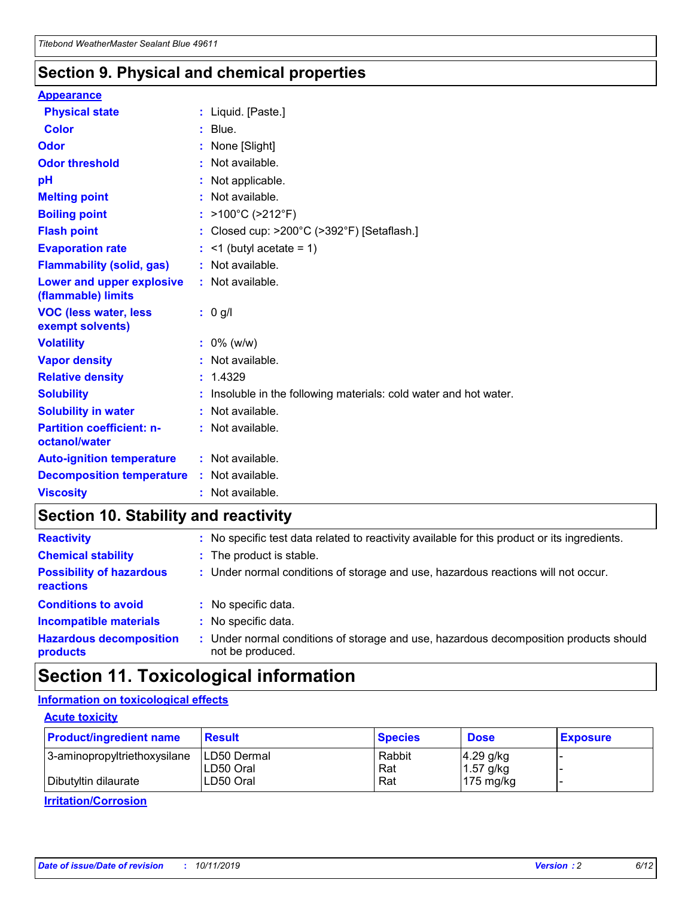## Section 9. Physical and chemical properties

### Appearance

| | |
|---|---|
| **Physical state** | : Liquid. [Paste.] |
| **Color** | : Blue. |
| **Odor** | : None [Slight] |
| **Odor threshold** | : Not available. |
| **pH** | : Not applicable. |
| **Melting point** | : Not available. |
| **Boiling point** | : >100°C (>212°F) |
| **Flash point** | : Closed cup: >200°C (>392°F) [Setaflash.] |
| **Evaporation rate** | : <1 (butyl acetate = 1) |
| **Flammability (solid, gas)** | : Not available. |
| **Lower and upper explosive (flammable) limits** | : Not available. |
| **VOC (less water, less exempt solvents)** | : 0 g/l |
| **Volatility** | : 0% (w/w) |
| **Vapor density** | : Not available. |
| **Relative density** | : 1.4329 |
| **Solubility** | : Insoluble in the following materials: cold water and hot water. |
| **Solubility in water** | : Not available. |
| **Partition coefficient: n-octanol/water** | : Not available. |
| **Auto-ignition temperature** | : Not available. |
| **Decomposition temperature** | : Not available. |
| **Viscosity** | : Not available. |

## Section 10. Stability and reactivity

| | |
|---|---|
| **Reactivity** | : No specific test data related to reactivity available for this product or its ingredients. |
| **Chemical stability** | : The product is stable. |
| **Possibility of hazardous reactions** | : Under normal conditions of storage and use, hazardous reactions will not occur. |
| **Conditions to avoid** | : No specific data. |
| **Incompatible materials** | : No specific data. |
| **Hazardous decomposition products** | : Under normal conditions of storage and use, hazardous decomposition products should not be produced. |

## Section 11. Toxicological information

### Information on toxicological effects

#### Acute toxicity

| Product/ingredient name | Result | Species | Dose | Exposure |
|---|---|---|---|---|
| 3-aminopropyltriethoxysilane | LD50 Dermal | Rabbit | 4.29 g/kg | - |
| | LD50 Oral | Rat | 1.57 g/kg | - |
| Dibutyltin dilaurate | LD50 Oral | Rat | 175 mg/kg | - |

#### Irritation/Corrosion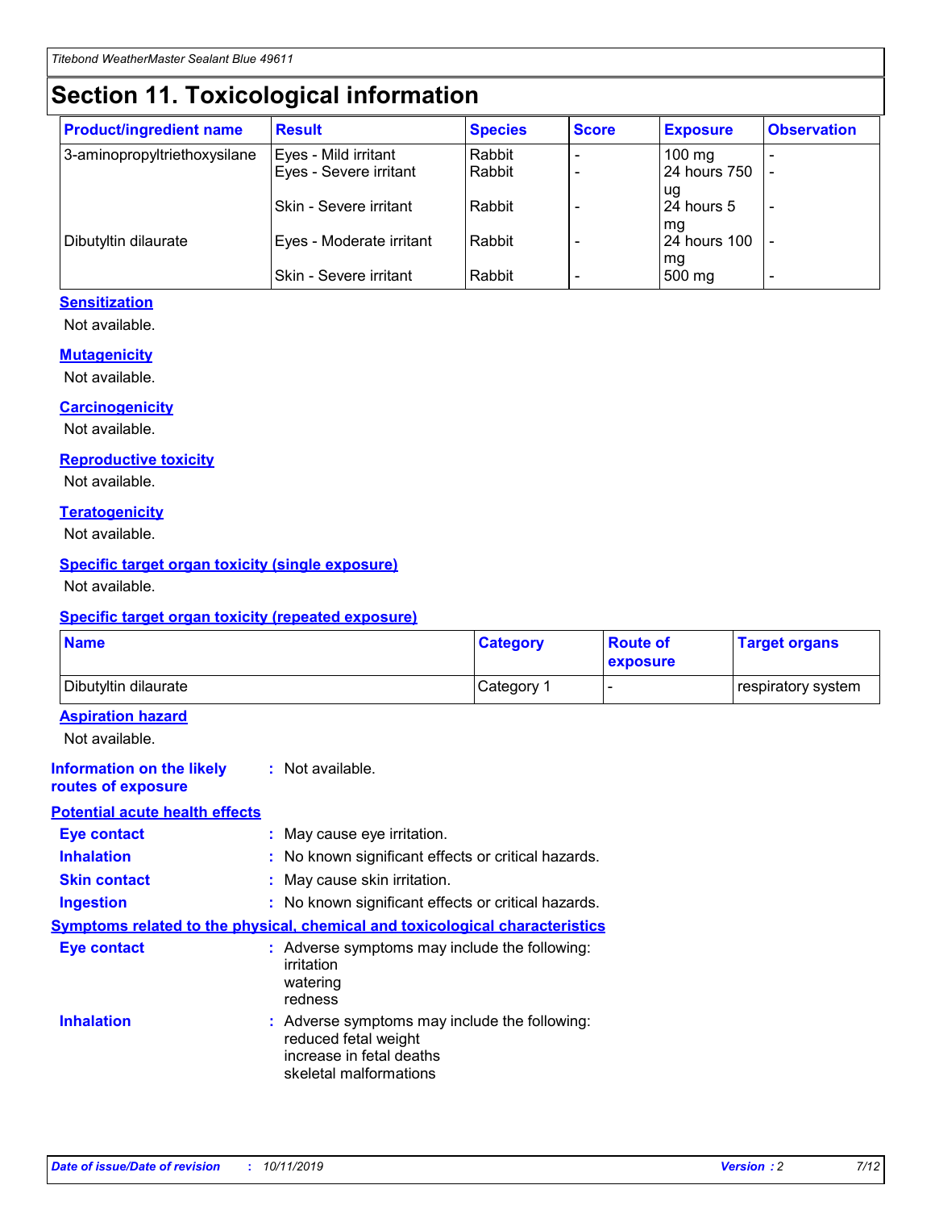# Section 11. Toxicological information

| Product/ingredient name | Result | Species | Score | Exposure | Observation |
|---|---|---|---|---|---|
| 3-aminopropyltriethoxysilane | Eyes - Mild irritant | Rabbit | - | 100 mg | - |
| | Eyes - Severe irritant | Rabbit | - | 24 hours 750 ug | - |
| | Skin - Severe irritant | Rabbit | - | 24 hours 5 mg | - |
| Dibutyltin dilaurate | Eyes - Moderate irritant | Rabbit | - | 24 hours 100 mg | - |
| | Skin - Severe irritant | Rabbit | - | 500 mg | - |

**Sensitization**

Not available.

**Mutagenicity**

Not available.

**Carcinogenicity**

Not available.

**Reproductive toxicity**

Not available.

**Teratogenicity**

Not available.

**Specific target organ toxicity (single exposure)**

Not available.

**Specific target organ toxicity (repeated exposure)**

| Name | Category | Route of exposure | Target organs |
|---|---|---|---|
| Dibutyltin dilaurate | Category 1 | - | respiratory system |

**Aspiration hazard**

Not available.

**Information on the likely routes of exposure** : Not available.

**Potential acute health effects**

**Eye contact** : May cause eye irritation.

**Inhalation** : No known significant effects or critical hazards.

**Skin contact** : May cause skin irritation.

**Ingestion** : No known significant effects or critical hazards.

**Symptoms related to the physical, chemical and toxicological characteristics**

**Eye contact** : Adverse symptoms may include the following:
irritation
watering
redness

**Inhalation** : Adverse symptoms may include the following:
reduced fetal weight
increase in fetal deaths
skeletal malformations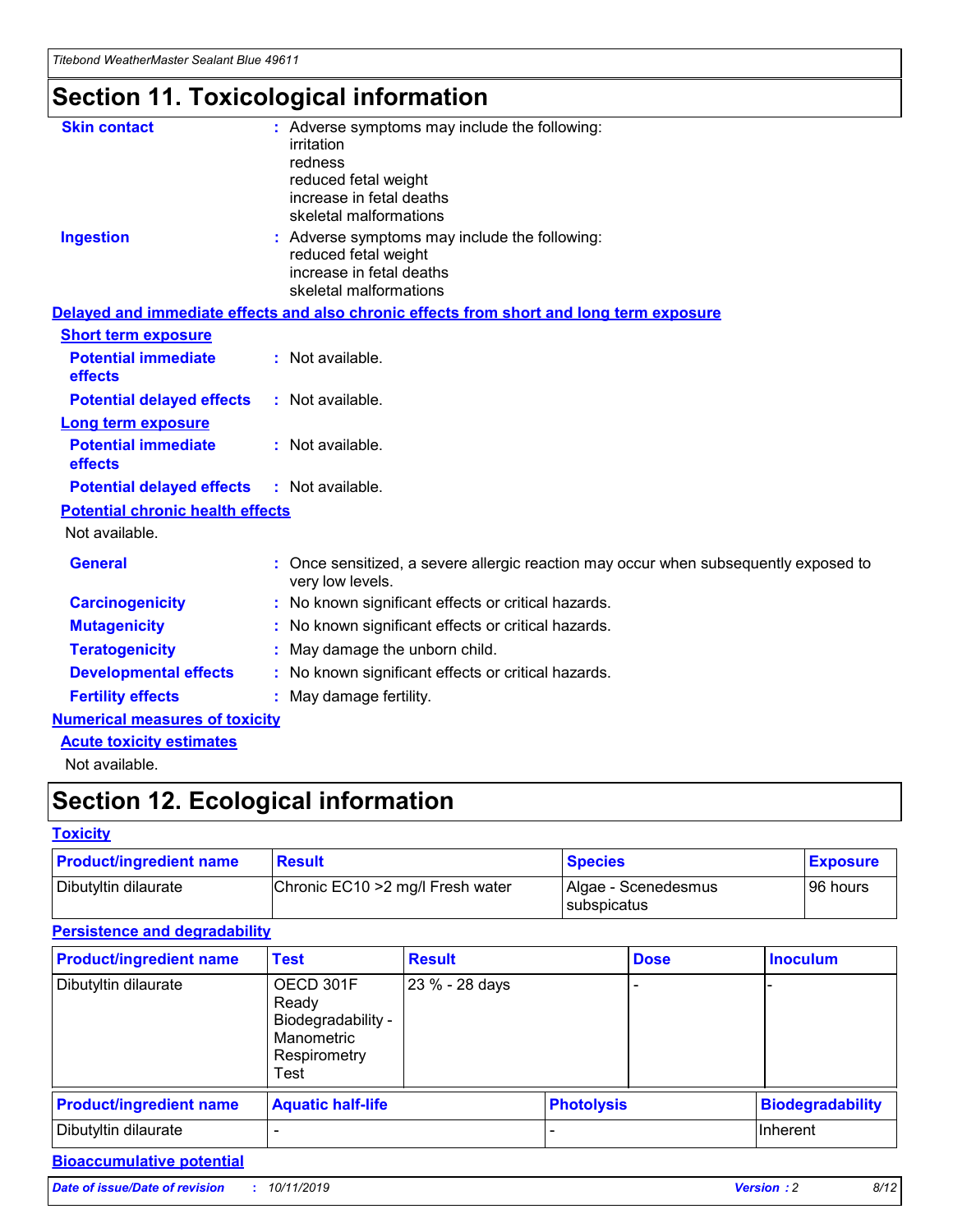# Section 11. Toxicological information

**Skin contact** : Adverse symptoms may include the following:
irritation
redness
reduced fetal weight
increase in fetal deaths
skeletal malformations

**Ingestion** : Adverse symptoms may include the following:
reduced fetal weight
increase in fetal deaths
skeletal malformations

**Delayed and immediate effects and also chronic effects from short and long term exposure**

**Short term exposure**

**Potential immediate effects** : Not available.

**Potential delayed effects** : Not available.

**Long term exposure**

**Potential immediate effects** : Not available.

**Potential delayed effects** : Not available.

**Potential chronic health effects**

Not available.

**General** : Once sensitized, a severe allergic reaction may occur when subsequently exposed to very low levels.

**Carcinogenicity** : No known significant effects or critical hazards.

**Mutagenicity** : No known significant effects or critical hazards.

**Teratogenicity** : May damage the unborn child.

**Developmental effects** : No known significant effects or critical hazards.

**Fertility effects** : May damage fertility.

**Numerical measures of toxicity**

**Acute toxicity estimates**

Not available.

# Section 12. Ecological information

**Toxicity**

| Product/ingredient name | Result | Species | Exposure |
|---|---|---|---|
| Dibutyltin dilaurate | Chronic EC10 >2 mg/l Fresh water | Algae - Scenedesmus subspicatus | 96 hours |

**Persistence and degradability**

| Product/ingredient name | Test | Result | Dose | Inoculum |
|---|---|---|---|---|
| Dibutyltin dilaurate | OECD 301F Ready Biodegradability - Manometric Respirometry Test | 23 % - 28 days | - | - |

| Product/ingredient name | Aquatic half-life | Photolysis | Biodegradability |
|---|---|---|---|
| Dibutyltin dilaurate | - | - | Inherent |

**Bioaccumulative potential**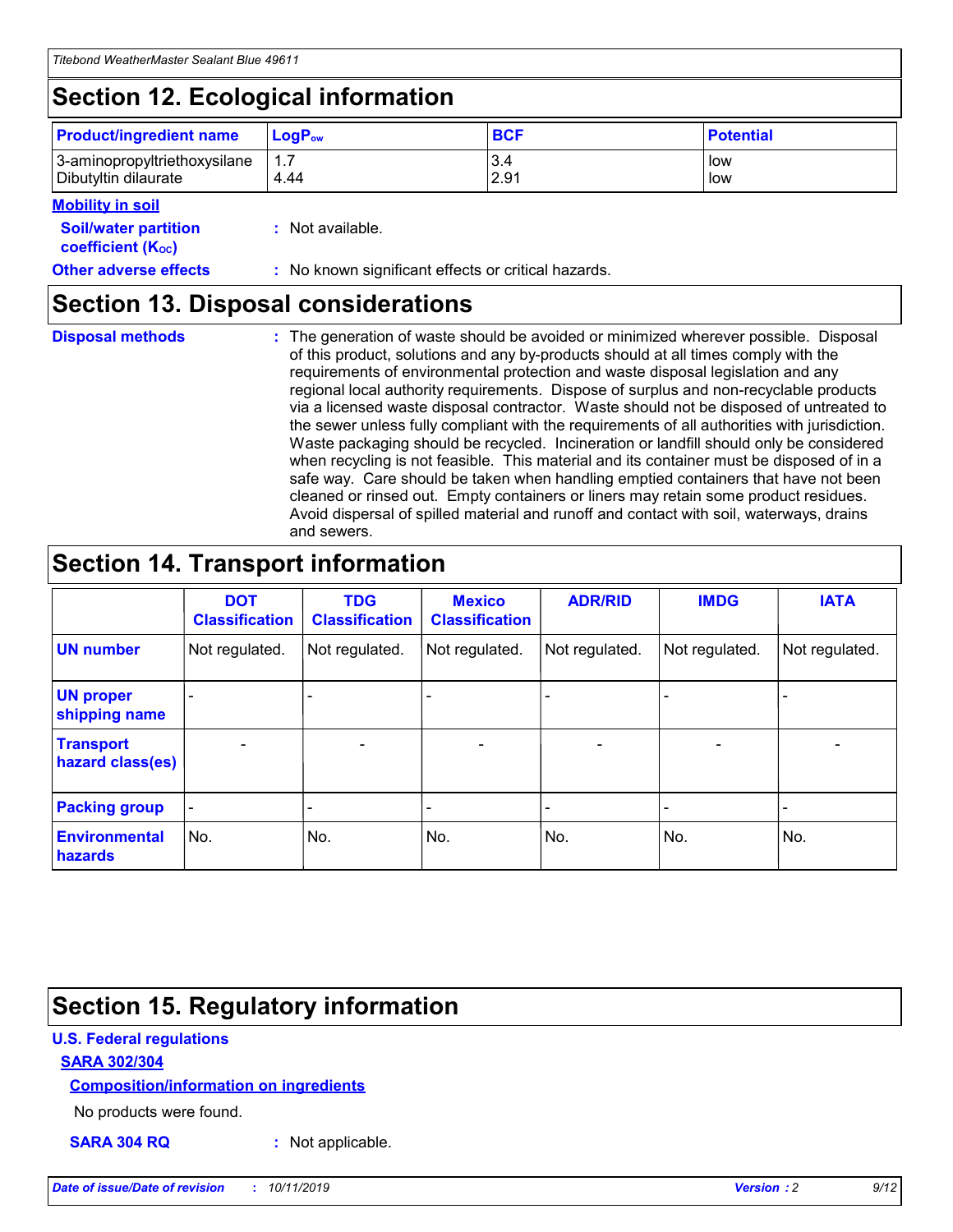## Section 12. Ecological information

| Product/ingredient name | $LogP_{ow}$ | BCF | Potential |
| --- | --- | --- | --- |
| 3-aminopropyltriethoxysilane | 1.7 | 3.4 | low |
| Dibutyltin dilaurate | 4.44 | 2.91 | low |

**Mobility in soil**

**Soil/water partition coefficient ($K_{OC}$)** : Not available.

**Other adverse effects** : No known significant effects or critical hazards.

## Section 13. Disposal considerations

**Disposal methods** : The generation of waste should be avoided or minimized wherever possible. Disposal of this product, solutions and any by-products should at all times comply with the requirements of environmental protection and waste disposal legislation and any regional local authority requirements. Dispose of surplus and non-recyclable products via a licensed waste disposal contractor. Waste should not be disposed of untreated to the sewer unless fully compliant with the requirements of all authorities with jurisdiction. Waste packaging should be recycled. Incineration or landfill should only be considered when recycling is not feasible. This material and its container must be disposed of in a safe way. Care should be taken when handling emptied containers that have not been cleaned or rinsed out. Empty containers or liners may retain some product residues. Avoid dispersal of spilled material and runoff and contact with soil, waterways, drains and sewers.

## Section 14. Transport information

| | DOT Classification | TDG Classification | Mexico Classification | ADR/RID | IMDG | IATA |
| --- | --- | --- | --- | --- | --- | --- |
| UN number | Not regulated. | Not regulated. | Not regulated. | Not regulated. | Not regulated. | Not regulated. |
| UN proper shipping name | - | - | - | - | - | - |
| Transport hazard class(es) | - | - | - | - | - | - |
| Packing group | - | - | - | - | - | - |
| Environmental hazards | No. | No. | No. | No. | No. | No. |

## Section 15. Regulatory information

**U.S. Federal regulations**

**SARA 302/304**

**Composition/information on ingredients**

No products were found.

**SARA 304 RQ** : Not applicable.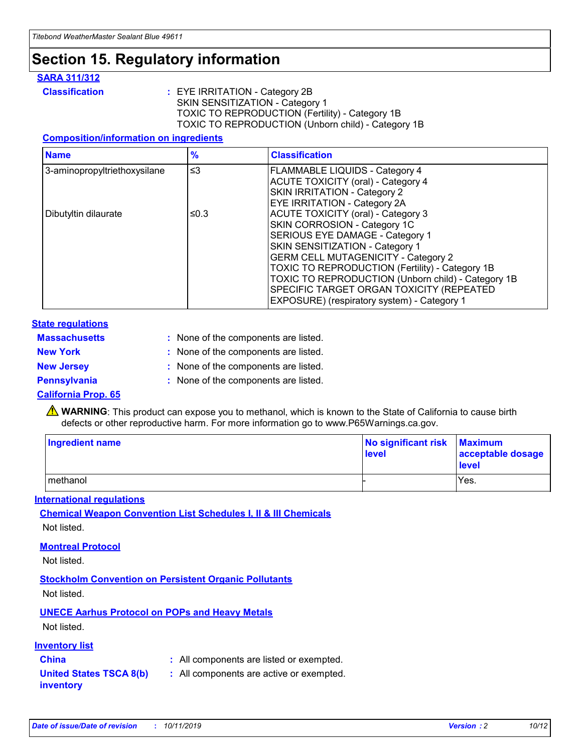# Section 15. Regulatory information

### SARA 311/312

**Classification** : EYE IRRITATION - Category 2B
SKIN SENSITIZATION - Category 1
TOXIC TO REPRODUCTION (Fertility) - Category 1B
TOXIC TO REPRODUCTION (Unborn child) - Category 1B

#### Composition/information on ingredients

| Name | % | Classification |
|---|---|---|
| 3-aminopropyltriethoxysilane | ≤3 | FLAMMABLE LIQUIDS - Category 4<br>ACUTE TOXICITY (oral) - Category 4<br>SKIN IRRITATION - Category 2<br>EYE IRRITATION - Category 2A |
| Dibutyltin dilaurate | ≤0.3 | ACUTE TOXICITY (oral) - Category 3<br>SKIN CORROSION - Category 1C<br>SERIOUS EYE DAMAGE - Category 1<br>SKIN SENSITIZATION - Category 1<br>GERM CELL MUTAGENICITY - Category 2<br>TOXIC TO REPRODUCTION (Fertility) - Category 1B<br>TOXIC TO REPRODUCTION (Unborn child) - Category 1B<br>SPECIFIC TARGET ORGAN TOXICITY (REPEATED EXPOSURE) (respiratory system) - Category 1 |

### State regulations

**Massachusetts** : None of the components are listed.

**New York** : None of the components are listed.

**New Jersey** : None of the components are listed.

**Pennsylvania** : None of the components are listed.

### California Prop. 65

⚠ **WARNING**: This product can expose you to methanol, which is known to the State of California to cause birth defects or other reproductive harm. For more information go to www.P65Warnings.ca.gov.

| Ingredient name | No significant risk level | Maximum acceptable dosage level |
|---|---|---|
| methanol | - | Yes. |

### International regulations

#### Chemical Weapon Convention List Schedules I, II & III Chemicals

Not listed.

#### Montreal Protocol

Not listed.

#### Stockholm Convention on Persistent Organic Pollutants

Not listed.

#### UNECE Aarhus Protocol on POPs and Heavy Metals

Not listed.

### Inventory list

**China** : All components are listed or exempted.

**United States TSCA 8(b) inventory** : All components are active or exempted.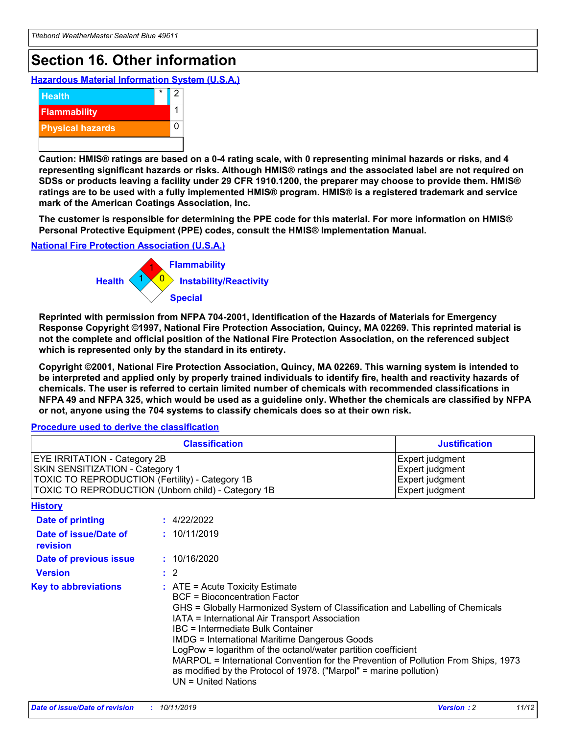# Section 16. Other information

## Hazardous Material Information System (U.S.A.)

| | | |
|---|---|---|
| Health | * | 2 |
| Flammability | | 1 |
| Physical hazards | | 0 |
| | | |

**Caution: HMIS® ratings are based on a 0-4 rating scale, with 0 representing minimal hazards or risks, and 4 representing significant hazards or risks. Although HMIS® ratings and the associated label are not required on SDSs or products leaving a facility under 29 CFR 1910.1200, the preparer may choose to provide them. HMIS® ratings are to be used with a fully implemented HMIS® program. HMIS® is a registered trademark and service mark of the American Coatings Association, Inc.**

**The customer is responsible for determining the PPE code for this material. For more information on HMIS® Personal Protective Equipment (PPE) codes, consult the HMIS® Implementation Manual.**

## National Fire Protection Association (U.S.A.)

Flammability: 1
Health: 1
Instability/Reactivity: 0
Special:

**Reprinted with permission from NFPA 704-2001, Identification of the Hazards of Materials for Emergency Response Copyright ©1997, National Fire Protection Association, Quincy, MA 02269. This reprinted material is not the complete and official position of the National Fire Protection Association, on the referenced subject which is represented only by the standard in its entirety.**

**Copyright ©2001, National Fire Protection Association, Quincy, MA 02269. This warning system is intended to be interpreted and applied only by properly trained individuals to identify fire, health and reactivity hazards of chemicals. The user is referred to certain limited number of chemicals with recommended classifications in NFPA 49 and NFPA 325, which would be used as a guideline only. Whether the chemicals are classified by NFPA or not, anyone using the 704 systems to classify chemicals does so at their own risk.**

## Procedure used to derive the classification

| Classification | Justification |
|---|---|
| EYE IRRITATION - Category 2B | Expert judgment |
| SKIN SENSITIZATION - Category 1 | Expert judgment |
| TOXIC TO REPRODUCTION (Fertility) - Category 1B | Expert judgment |
| TOXIC TO REPRODUCTION (Unborn child) - Category 1B | Expert judgment |

## History

**Date of printing** : 4/22/2022

**Date of issue/Date of revision** : 10/11/2019

**Date of previous issue** : 10/16/2020

**Version** : 2

**Key to abbreviations** :
ATE = Acute Toxicity Estimate
BCF = Bioconcentration Factor
GHS = Globally Harmonized System of Classification and Labelling of Chemicals
IATA = International Air Transport Association
IBC = Intermediate Bulk Container
IMDG = International Maritime Dangerous Goods
LogPow = logarithm of the octanol/water partition coefficient
MARPOL = International Convention for the Prevention of Pollution From Ships, 1973 as modified by the Protocol of 1978. ("Marpol" = marine pollution)
UN = United Nations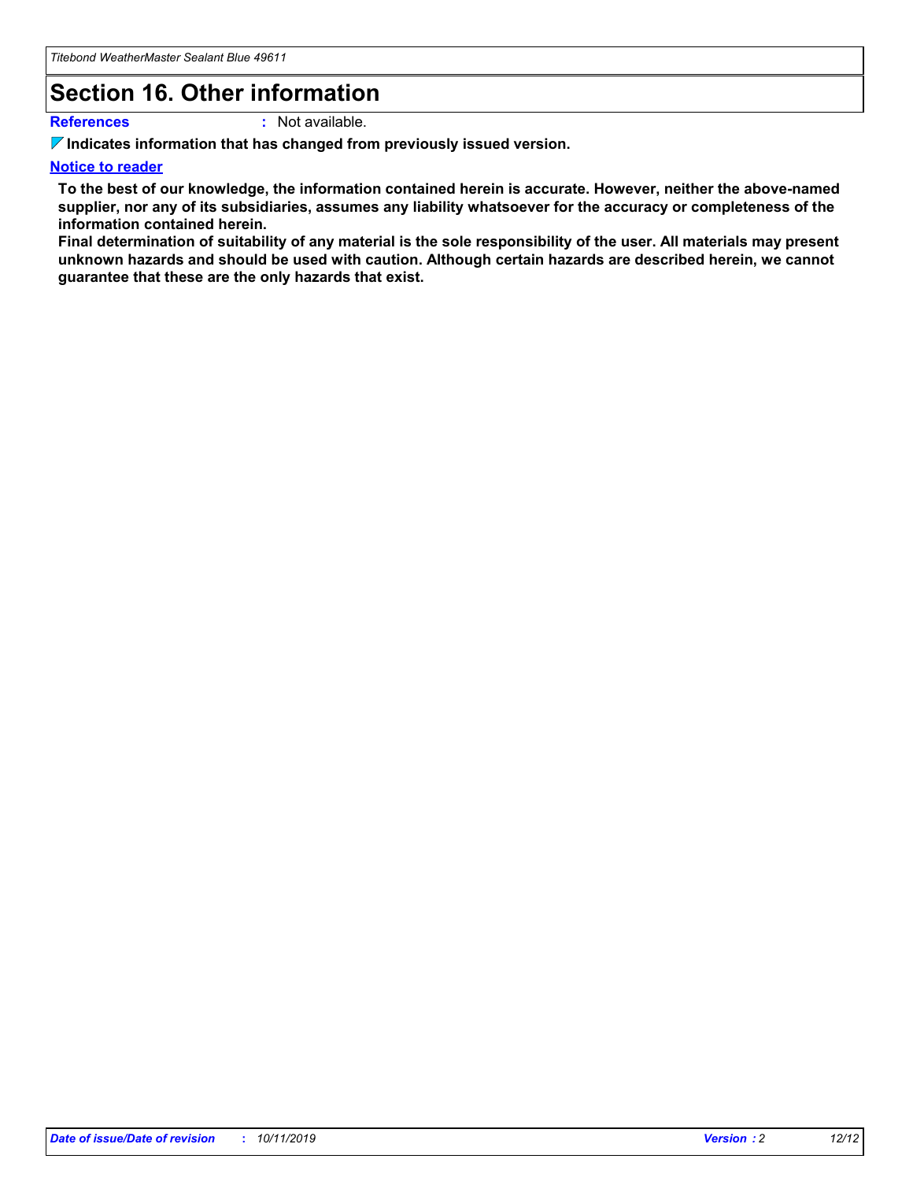# Section 16. Other information

**References** : Not available.

**Indicates information that has changed from previously issued version.**

**Notice to reader**

**To the best of our knowledge, the information contained herein is accurate. However, neither the above-named supplier, nor any of its subsidiaries, assumes any liability whatsoever for the accuracy or completeness of the information contained herein.**

**Final determination of suitability of any material is the sole responsibility of the user. All materials may present unknown hazards and should be used with caution. Although certain hazards are described herein, we cannot guarantee that these are the only hazards that exist.**